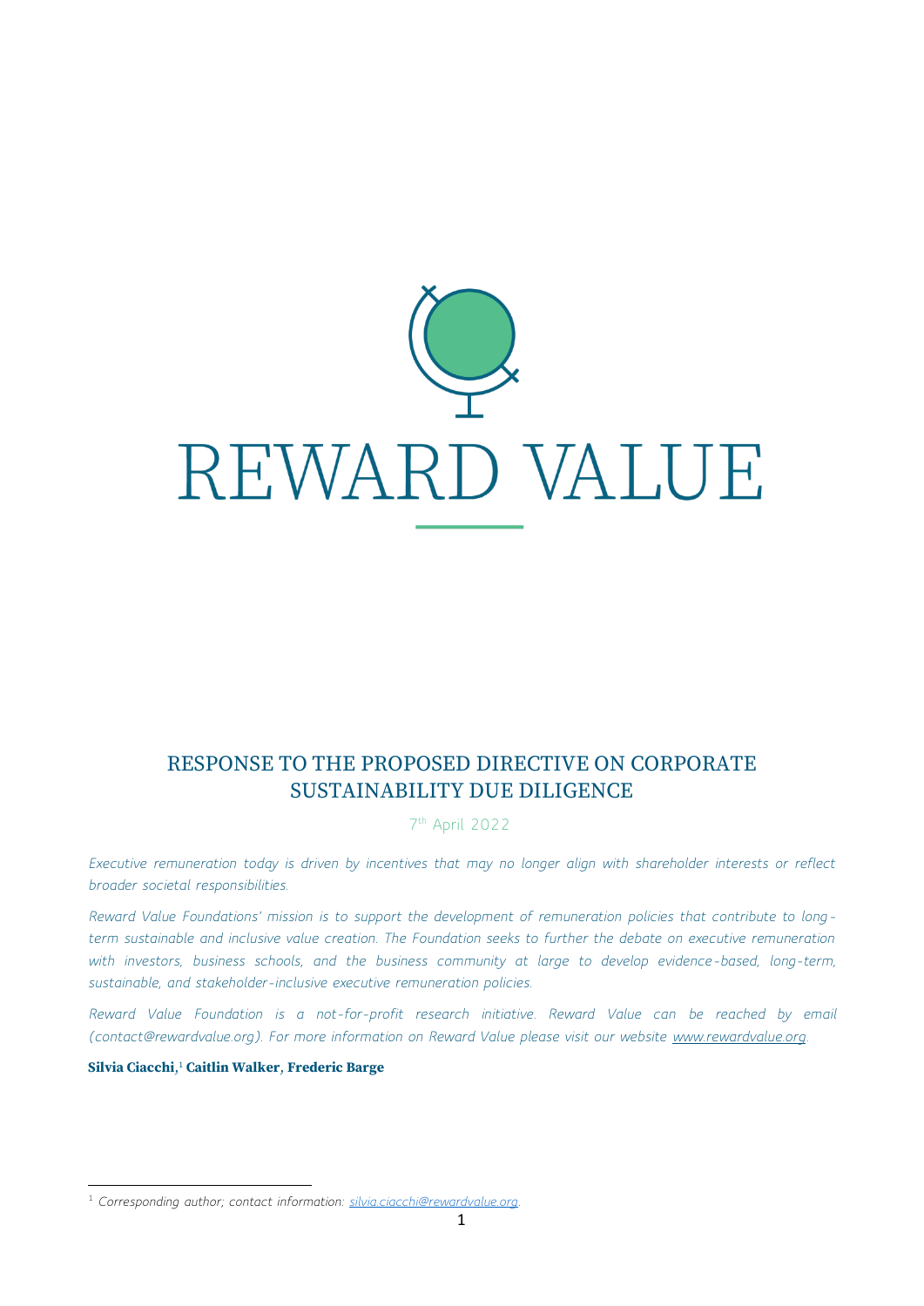# REWARD VALUE

## RESPONSE TO THE PROPOSED DIRECTIVE ON CORPORATE SUSTAINABILITY DUE DILIGENCE

7th April 2022

*Executive remuneration today is driven by incentives that may no longer align with shareholder interests or reflect broader societal responsibilities.*

*Reward Value Foundations' mission is to support the development of remuneration policies that contribute to long-term sustainable and inclusive value creation. The Foundation seeks to further the debate on executive remuneration with investors, business schools, and the business community at large to develop evidence-based, long-term, sustainable, and stakeholder-inclusive executive remuneration policies.*

*Reward Value Foundation is a not-for-profit research initiative. Reward Value can be reached by email (contact@rewardvalue.org). For more information on Reward Value please visit our website [www.rewardvalue.org](http://www.rewardvalue.org).*

**Silvia Ciacchi**,[1] **Caitlin Walker**, **Frederic Barge**

---

[1] *Corresponding author; contact information: [silvia.ciacchi@rewardvalue.org](mailto:silvia.ciacchi@rewardvalue.org).*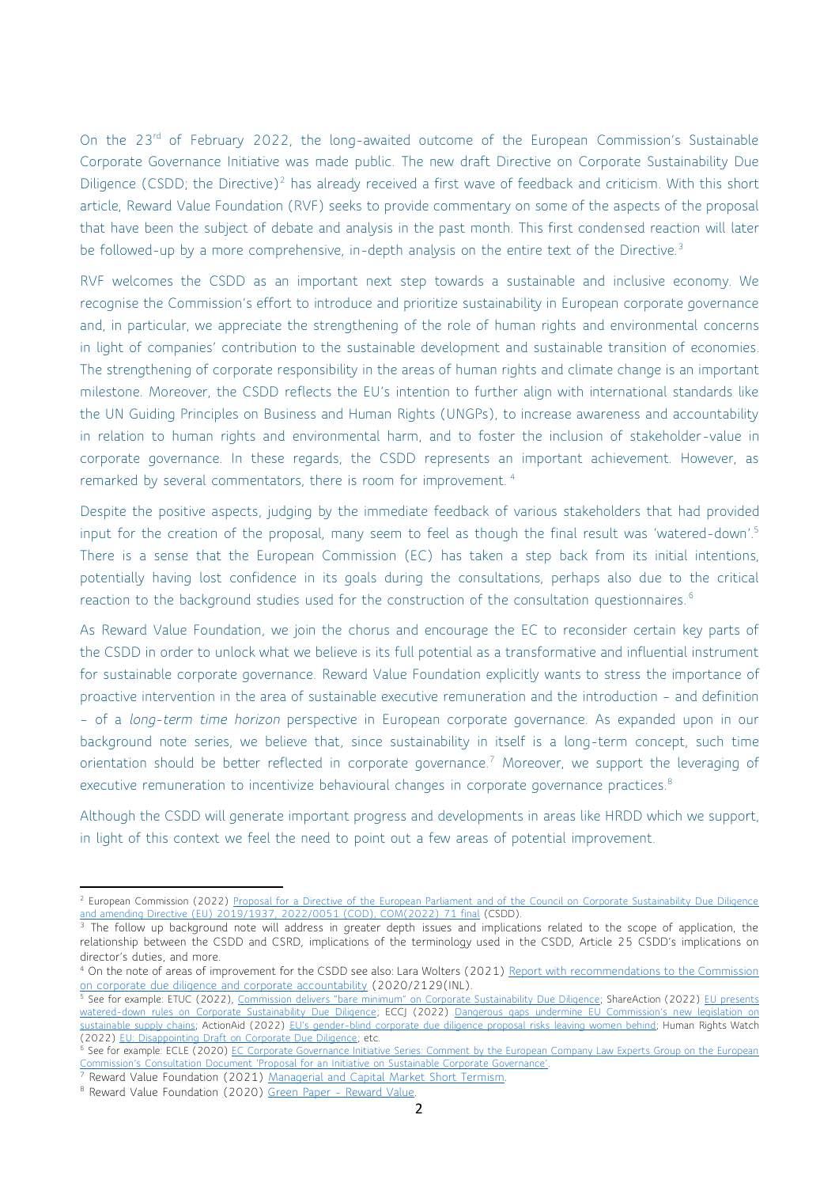On the 23rd of February 2022, the long-awaited outcome of the European Commission's Sustainable Corporate Governance Initiative was made public. The new draft Directive on Corporate Sustainability Due Diligence (CSDD; the Directive)[2] has already received a first wave of feedback and criticism. With this short article, Reward Value Foundation (RVF) seeks to provide commentary on some of the aspects of the proposal that have been the subject of debate and analysis in the past month. This first condensed reaction will later be followed-up by a more comprehensive, in-depth analysis on the entire text of the Directive.[3]

RVF welcomes the CSDD as an important next step towards a sustainable and inclusive economy. We recognise the Commission's effort to introduce and prioritize sustainability in European corporate governance and, in particular, we appreciate the strengthening of the role of human rights and environmental concerns in light of companies' contribution to the sustainable development and sustainable transition of economies. The strengthening of corporate responsibility in the areas of human rights and climate change is an important milestone. Moreover, the CSDD reflects the EU's intention to further align with international standards like the UN Guiding Principles on Business and Human Rights (UNGPs), to increase awareness and accountability in relation to human rights and environmental harm, and to foster the inclusion of stakeholder-value in corporate governance. In these regards, the CSDD represents an important achievement. However, as remarked by several commentators, there is room for improvement.[4]

Despite the positive aspects, judging by the immediate feedback of various stakeholders that had provided input for the creation of the proposal, many seem to feel as though the final result was 'watered-down'.[5] There is a sense that the European Commission (EC) has taken a step back from its initial intentions, potentially having lost confidence in its goals during the consultations, perhaps also due to the critical reaction to the background studies used for the construction of the consultation questionnaires.[6]

As Reward Value Foundation, we join the chorus and encourage the EC to reconsider certain key parts of the CSDD in order to unlock what we believe is its full potential as a transformative and influential instrument for sustainable corporate governance. Reward Value Foundation explicitly wants to stress the importance of proactive intervention in the area of sustainable executive remuneration and the introduction – and definition – of a *long-term time horizon* perspective in European corporate governance. As expanded upon in our background note series, we believe that, since sustainability in itself is a long-term concept, such time orientation should be better reflected in corporate governance.[7] Moreover, we support the leveraging of executive remuneration to incentivize behavioural changes in corporate governance practices.[8]

Although the CSDD will generate important progress and developments in areas like HRDD which we support, in light of this context we feel the need to point out a few areas of potential improvement.

---

[2] European Commission (2022) Proposal for a Directive of the European Parliament and of the Council on Corporate Sustainability Due Diligence and amending Directive (EU) 2019/1937, 2022/0051 (COD), COM(2022) 71 final (CSDD).

[3] The follow up background note will address in greater depth issues and implications related to the scope of application, the relationship between the CSDD and CSRD, implications of the terminology used in the CSDD, Article 25 CSDD's implications on director's duties, and more.

[4] On the note of areas of improvement for the CSDD see also: Lara Wolters (2021) Report with recommendations to the Commission on corporate due diligence and corporate accountability (2020/2129(INL).

[5] See for example: ETUC (2022), Commission delivers "bare minimum" on Corporate Sustainability Due Diligence; ShareAction (2022) EU presents watered-down rules on Corporate Sustainability Due Diligence; ECCJ (2022) Dangerous gaps undermine EU Commission's new legislation on sustainable supply chains; ActionAid (2022) EU's gender-blind corporate due diligence proposal risks leaving women behind; Human Rights Watch (2022) EU: Disappointing Draft on Corporate Due Diligence; etc.

[6] See for example: ECLE (2020) EC Corporate Governance Initiative Series: Comment by the European Company Law Experts Group on the European Commission's Consultation Document 'Proposal for an Initiative on Sustainable Corporate Governance'.

[7] Reward Value Foundation (2021) Managerial and Capital Market Short Termism.

[8] Reward Value Foundation (2020) Green Paper – Reward Value.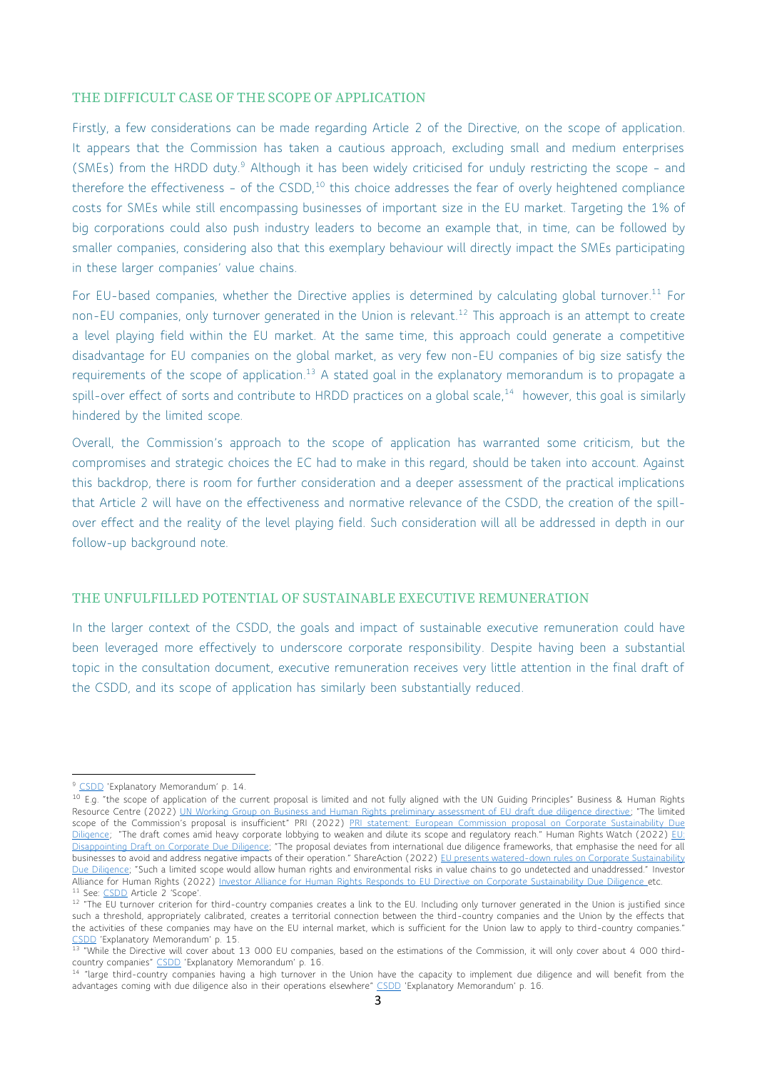## THE DIFFICULT CASE OF THE SCOPE OF APPLICATION

Firstly, a few considerations can be made regarding Article 2 of the Directive, on the scope of application. It appears that the Commission has taken a cautious approach, excluding small and medium enterprises (SMEs) from the HRDD duty.[9] Although it has been widely criticised for unduly restricting the scope – and therefore the effectiveness – of the CSDD,[10] this choice addresses the fear of overly heightened compliance costs for SMEs while still encompassing businesses of important size in the EU market. Targeting the 1% of big corporations could also push industry leaders to become an example that, in time, can be followed by smaller companies, considering also that this exemplary behaviour will directly impact the SMEs participating in these larger companies' value chains.

For EU-based companies, whether the Directive applies is determined by calculating global turnover.[11] For non-EU companies, only turnover generated in the Union is relevant.[12] This approach is an attempt to create a level playing field within the EU market. At the same time, this approach could generate a competitive disadvantage for EU companies on the global market, as very few non-EU companies of big size satisfy the requirements of the scope of application.[13] A stated goal in the explanatory memorandum is to propagate a spill-over effect of sorts and contribute to HRDD practices on a global scale,[14] however, this goal is similarly hindered by the limited scope.

Overall, the Commission's approach to the scope of application has warranted some criticism, but the compromises and strategic choices the EC had to make in this regard, should be taken into account. Against this backdrop, there is room for further consideration and a deeper assessment of the practical implications that Article 2 will have on the effectiveness and normative relevance of the CSDD, the creation of the spill-over effect and the reality of the level playing field. Such consideration will all be addressed in depth in our follow-up background note.

## THE UNFULFILLED POTENTIAL OF SUSTAINABLE EXECUTIVE REMUNERATION

In the larger context of the CSDD, the goals and impact of sustainable executive remuneration could have been leveraged more effectively to underscore corporate responsibility. Despite having been a substantial topic in the consultation document, executive remuneration receives very little attention in the final draft of the CSDD, and its scope of application has similarly been substantially reduced.

---

[9] CSDD 'Explanatory Memorandum' p. 14.

[10] E.g. "the scope of application of the current proposal is limited and not fully aligned with the UN Guiding Principles" Business & Human Rights Resource Centre (2022) UN Working Group on Business and Human Rights preliminary assessment of EU draft due diligence directive; "The limited scope of the Commission's proposal is insufficient" PRI (2022) PRI statement: European Commission proposal on Corporate Sustainability Due Diligence; "The draft comes amid heavy corporate lobbying to weaken and dilute its scope and regulatory reach." Human Rights Watch (2022) EU: Disappointing Draft on Corporate Due Diligence; "The proposal deviates from international due diligence frameworks, that emphasise the need for all businesses to avoid and address negative impacts of their operation." ShareAction (2022) EU presents watered-down rules on Corporate Sustainability Due Diligence; "Such a limited scope would allow human rights and environmental risks in value chains to go undetected and unaddressed." Investor Alliance for Human Rights (2022) Investor Alliance for Human Rights Responds to EU Directive on Corporate Sustainability Due Diligence etc.

[11] See: CSDD Article 2 'Scope'.

[12] "The EU turnover criterion for third-country companies creates a link to the EU. Including only turnover generated in the Union is justified since such a threshold, appropriately calibrated, creates a territorial connection between the third-country companies and the Union by the effects that the activities of these companies may have on the EU internal market, which is sufficient for the Union law to apply to third-country companies." CSDD 'Explanatory Memorandum' p. 15.

[13] "While the Directive will cover about 13 000 EU companies, based on the estimations of the Commission, it will only cover about 4 000 third-country companies" CSDD 'Explanatory Memorandum' p. 16.

[14] "large third-country companies having a high turnover in the Union have the capacity to implement due diligence and will benefit from the advantages coming with due diligence also in their operations elsewhere" CSDD 'Explanatory Memorandum' p. 16.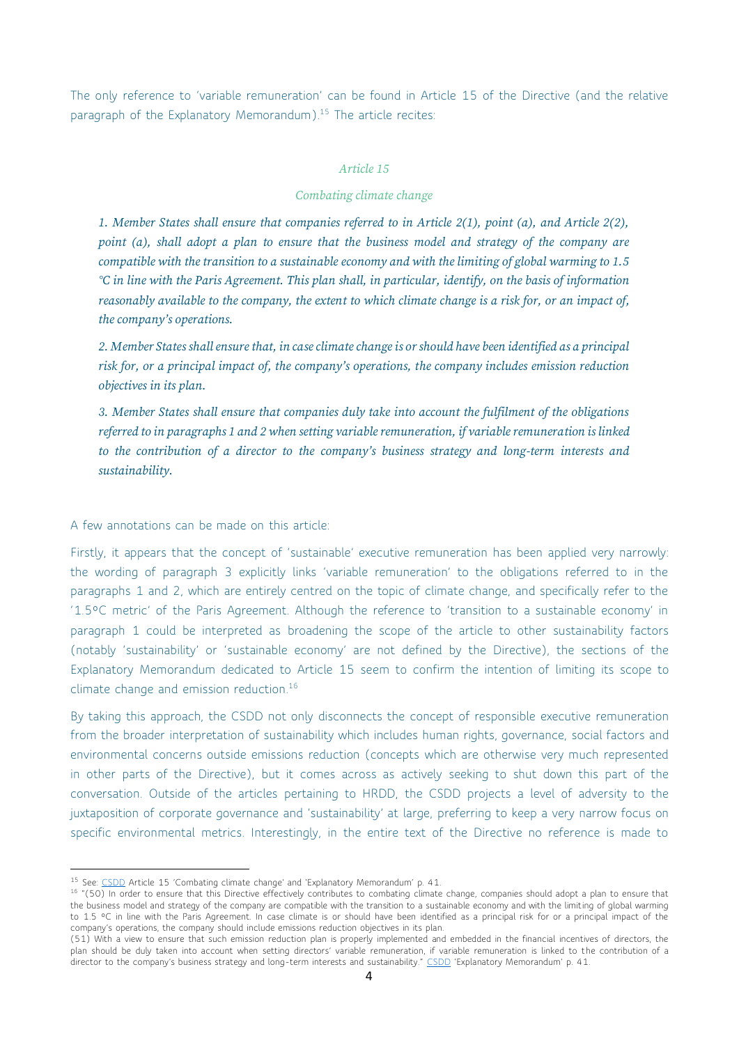The only reference to 'variable remuneration' can be found in Article 15 of the Directive (and the relative paragraph of the Explanatory Memorandum).[15] The article recites:

*Article 15*

*Combating climate change*

*1. Member States shall ensure that companies referred to in Article 2(1), point (a), and Article 2(2), point (a), shall adopt a plan to ensure that the business model and strategy of the company are compatible with the transition to a sustainable economy and with the limiting of global warming to 1.5 °C in line with the Paris Agreement. This plan shall, in particular, identify, on the basis of information reasonably available to the company, the extent to which climate change is a risk for, or an impact of, the company's operations.*

*2. Member States shall ensure that, in case climate change is or should have been identified as a principal risk for, or a principal impact of, the company's operations, the company includes emission reduction objectives in its plan.*

*3. Member States shall ensure that companies duly take into account the fulfilment of the obligations referred to in paragraphs 1 and 2 when setting variable remuneration, if variable remuneration is linked to the contribution of a director to the company's business strategy and long-term interests and sustainability.*

A few annotations can be made on this article:

Firstly, it appears that the concept of 'sustainable' executive remuneration has been applied very narrowly: the wording of paragraph 3 explicitly links 'variable remuneration' to the obligations referred to in the paragraphs 1 and 2, which are entirely centred on the topic of climate change, and specifically refer to the '1.5°C metric' of the Paris Agreement. Although the reference to 'transition to a sustainable economy' in paragraph 1 could be interpreted as broadening the scope of the article to other sustainability factors (notably 'sustainability' or 'sustainable economy' are not defined by the Directive), the sections of the Explanatory Memorandum dedicated to Article 15 seem to confirm the intention of limiting its scope to climate change and emission reduction.[16]

By taking this approach, the CSDD not only disconnects the concept of responsible executive remuneration from the broader interpretation of sustainability which includes human rights, governance, social factors and environmental concerns outside emissions reduction (concepts which are otherwise very much represented in other parts of the Directive), but it comes across as actively seeking to shut down this part of the conversation. Outside of the articles pertaining to HRDD, the CSDD projects a level of adversity to the juxtaposition of corporate governance and 'sustainability' at large, preferring to keep a very narrow focus on specific environmental metrics. Interestingly, in the entire text of the Directive no reference is made to

---

[15] See: CSDD Article 15 'Combating climate change' and 'Explanatory Memorandum' p. 41.

[16] "(50) In order to ensure that this Directive effectively contributes to combating climate change, companies should adopt a plan to ensure that the business model and strategy of the company are compatible with the transition to a sustainable economy and with the limiting of global warming to 1.5 °C in line with the Paris Agreement. In case climate is or should have been identified as a principal risk for or a principal impact of the company's operations, the company should include emissions reduction objectives in its plan.

(51) With a view to ensure that such emission reduction plan is properly implemented and embedded in the financial incentives of directors, the plan should be duly taken into account when setting directors' variable remuneration, if variable remuneration is linked to the contribution of a director to the company's business strategy and long-term interests and sustainability." CSDD 'Explanatory Memorandum' p. 41.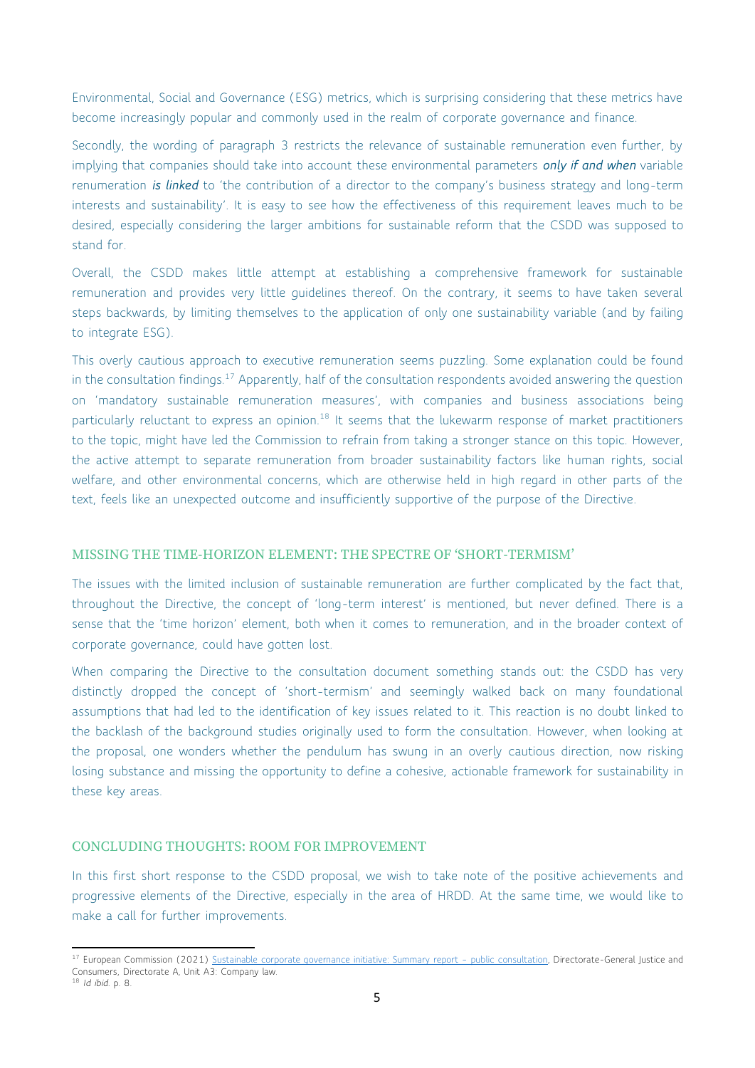Environmental, Social and Governance (ESG) metrics, which is surprising considering that these metrics have become increasingly popular and commonly used in the realm of corporate governance and finance.

Secondly, the wording of paragraph 3 restricts the relevance of sustainable remuneration even further, by implying that companies should take into account these environmental parameters ***only if and when*** variable renumeration ***is linked*** to 'the contribution of a director to the company's business strategy and long-term interests and sustainability'. It is easy to see how the effectiveness of this requirement leaves much to be desired, especially considering the larger ambitions for sustainable reform that the CSDD was supposed to stand for.

Overall, the CSDD makes little attempt at establishing a comprehensive framework for sustainable remuneration and provides very little guidelines thereof. On the contrary, it seems to have taken several steps backwards, by limiting themselves to the application of only one sustainability variable (and by failing to integrate ESG).

This overly cautious approach to executive remuneration seems puzzling. Some explanation could be found in the consultation findings.[17] Apparently, half of the consultation respondents avoided answering the question on 'mandatory sustainable remuneration measures', with companies and business associations being particularly reluctant to express an opinion.[18] It seems that the lukewarm response of market practitioners to the topic, might have led the Commission to refrain from taking a stronger stance on this topic. However, the active attempt to separate remuneration from broader sustainability factors like human rights, social welfare, and other environmental concerns, which are otherwise held in high regard in other parts of the text, feels like an unexpected outcome and insufficiently supportive of the purpose of the Directive.

## MISSING THE TIME-HORIZON ELEMENT: THE SPECTRE OF 'SHORT-TERMISM'

The issues with the limited inclusion of sustainable remuneration are further complicated by the fact that, throughout the Directive, the concept of 'long-term interest' is mentioned, but never defined. There is a sense that the 'time horizon' element, both when it comes to remuneration, and in the broader context of corporate governance, could have gotten lost.

When comparing the Directive to the consultation document something stands out: the CSDD has very distinctly dropped the concept of 'short-termism' and seemingly walked back on many foundational assumptions that had led to the identification of key issues related to it. This reaction is no doubt linked to the backlash of the background studies originally used to form the consultation. However, when looking at the proposal, one wonders whether the pendulum has swung in an overly cautious direction, now risking losing substance and missing the opportunity to define a cohesive, actionable framework for sustainability in these key areas.

## CONCLUDING THOUGHTS: ROOM FOR IMPROVEMENT

In this first short response to the CSDD proposal, we wish to take note of the positive achievements and progressive elements of the Directive, especially in the area of HRDD. At the same time, we would like to make a call for further improvements.

---

[17] European Commission (2021) Sustainable corporate governance initiative: Summary report – public consultation, Directorate-General Justice and Consumers, Directorate A, Unit A3: Company law.

[18] *Id ibid.* p. 8.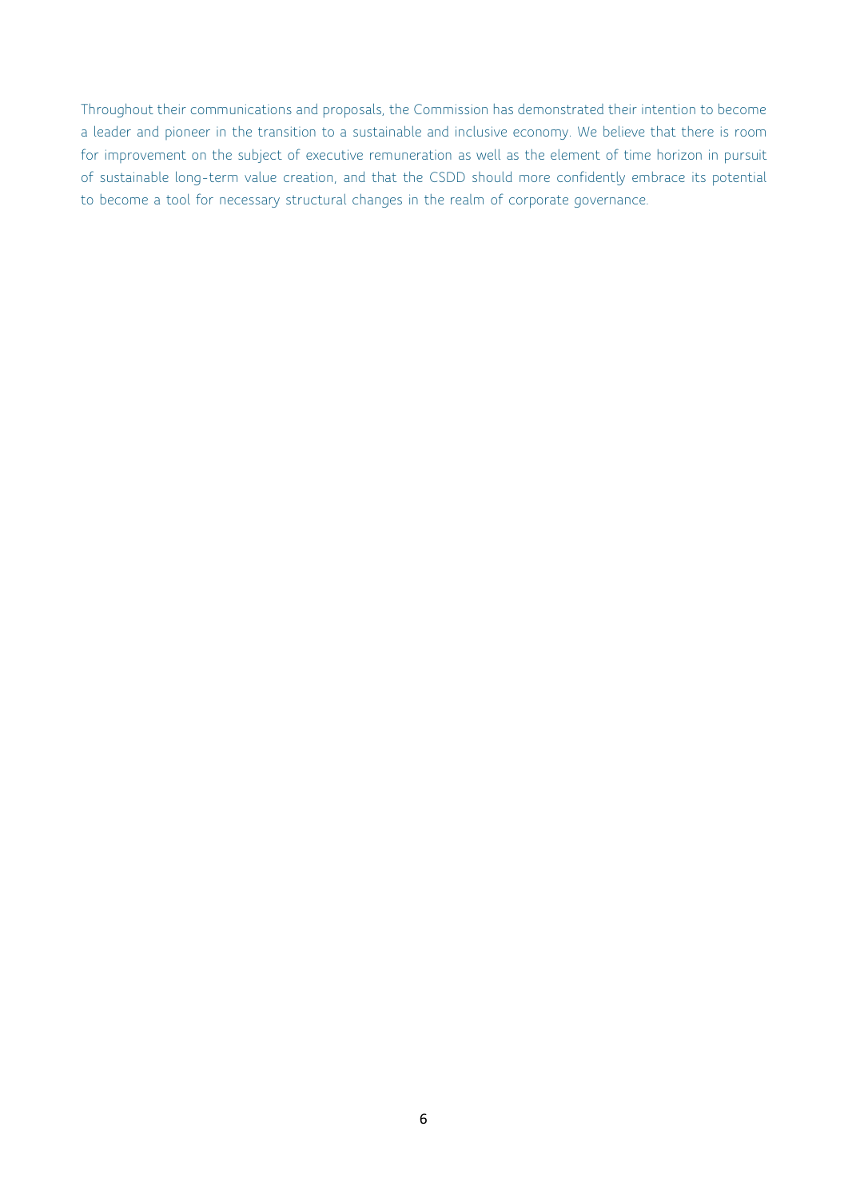Throughout their communications and proposals, the Commission has demonstrated their intention to become a leader and pioneer in the transition to a sustainable and inclusive economy. We believe that there is room for improvement on the subject of executive remuneration as well as the element of time horizon in pursuit of sustainable long-term value creation, and that the CSDD should more confidently embrace its potential to become a tool for necessary structural changes in the realm of corporate governance.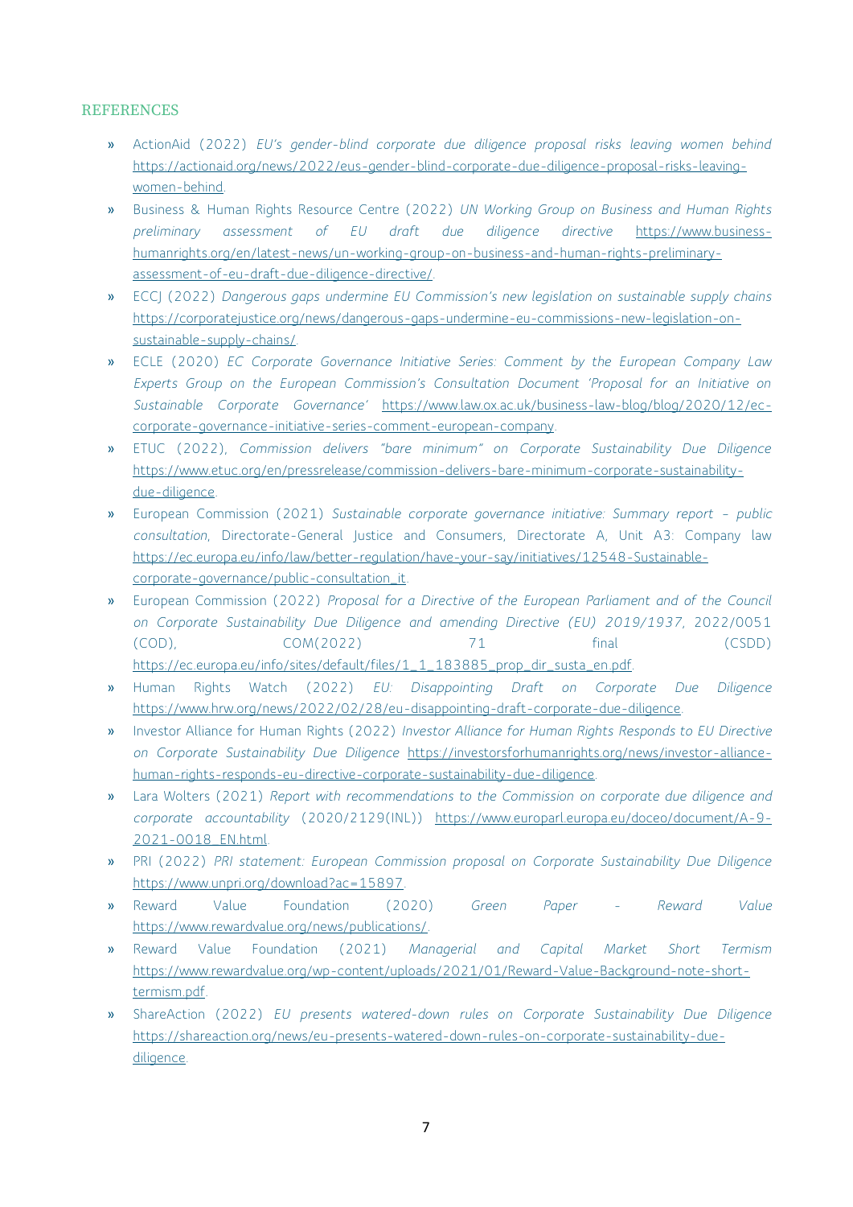## REFERENCES

- ActionAid (2022) *EU's gender-blind corporate due diligence proposal risks leaving women behind* https://actionaid.org/news/2022/eus-gender-blind-corporate-due-diligence-proposal-risks-leaving-women-behind.
- Business & Human Rights Resource Centre (2022) *UN Working Group on Business and Human Rights preliminary assessment of EU draft due diligence directive* https://www.business-humanrights.org/en/latest-news/un-working-group-on-business-and-human-rights-preliminary-assessment-of-eu-draft-due-diligence-directive/.
- ECCJ (2022) *Dangerous gaps undermine EU Commission's new legislation on sustainable supply chains* https://corporatejustice.org/news/dangerous-gaps-undermine-eu-commissions-new-legislation-on-sustainable-supply-chains/.
- ECLE (2020) *EC Corporate Governance Initiative Series: Comment by the European Company Law Experts Group on the European Commission's Consultation Document 'Proposal for an Initiative on Sustainable Corporate Governance'* https://www.law.ox.ac.uk/business-law-blog/blog/2020/12/ec-corporate-governance-initiative-series-comment-european-company.
- ETUC (2022), *Commission delivers "bare minimum" on Corporate Sustainability Due Diligence* https://www.etuc.org/en/pressrelease/commission-delivers-bare-minimum-corporate-sustainability-due-diligence.
- European Commission (2021) *Sustainable corporate governance initiative: Summary report – public consultation*, Directorate-General Justice and Consumers, Directorate A, Unit A3: Company law https://ec.europa.eu/info/law/better-regulation/have-your-say/initiatives/12548-Sustainable-corporate-governance/public-consultation_it.
- European Commission (2022) *Proposal for a Directive of the European Parliament and of the Council on Corporate Sustainability Due Diligence and amending Directive (EU) 2019/1937*, 2022/0051 (COD), COM(2022) 71 final (CSDD) https://ec.europa.eu/info/sites/default/files/1_1_183885_prop_dir_susta_en.pdf.
- Human Rights Watch (2022) *EU: Disappointing Draft on Corporate Due Diligence* https://www.hrw.org/news/2022/02/28/eu-disappointing-draft-corporate-due-diligence.
- Investor Alliance for Human Rights (2022) *Investor Alliance for Human Rights Responds to EU Directive on Corporate Sustainability Due Diligence* https://investorsforhumanrights.org/news/investor-alliance-human-rights-responds-eu-directive-corporate-sustainability-due-diligence.
- Lara Wolters (2021) *Report with recommendations to the Commission on corporate due diligence and corporate accountability* (2020/2129(INL)) https://www.europarl.europa.eu/doceo/document/A-9-2021-0018_EN.html.
- PRI (2022) *PRI statement: European Commission proposal on Corporate Sustainability Due Diligence* https://www.unpri.org/download?ac=15897.
- Reward Value Foundation (2020) *Green Paper - Reward Value* https://www.rewardvalue.org/news/publications/.
- Reward Value Foundation (2021) *Managerial and Capital Market Short Termism* https://www.rewardvalue.org/wp-content/uploads/2021/01/Reward-Value-Background-note-short-termism.pdf.
- ShareAction (2022) *EU presents watered-down rules on Corporate Sustainability Due Diligence* https://shareaction.org/news/eu-presents-watered-down-rules-on-corporate-sustainability-due-diligence.